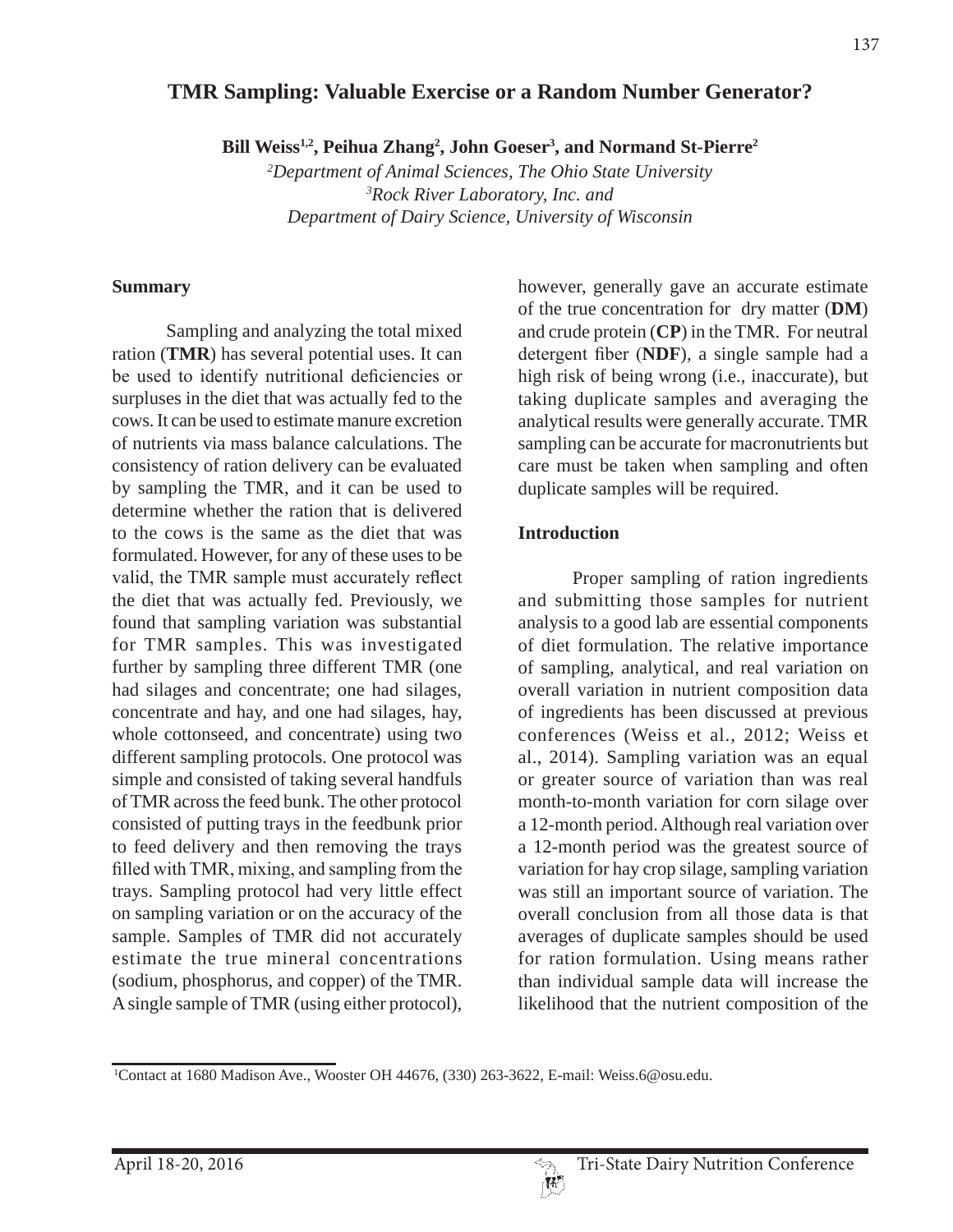# TMR Sampling: Valuable Exercise or a Random Number Generator?

**Bill Weiss[1,2], Peihua Zhang[2], John Goeser[3], and Normand St-Pierre[2]**

*[2]Department of Animal Sciences, The Ohio State University*
*[3]Rock River Laboratory, Inc. and*
*Department of Dairy Science, University of Wisconsin*

## Summary

Sampling and analyzing the total mixed ration (**TMR**) has several potential uses. It can be used to identify nutritional deficiencies or surpluses in the diet that was actually fed to the cows. It can be used to estimate manure excretion of nutrients via mass balance calculations. The consistency of ration delivery can be evaluated by sampling the TMR, and it can be used to determine whether the ration that is delivered to the cows is the same as the diet that was formulated. However, for any of these uses to be valid, the TMR sample must accurately reflect the diet that was actually fed. Previously, we found that sampling variation was substantial for TMR samples. This was investigated further by sampling three different TMR (one had silages and concentrate; one had silages, concentrate and hay, and one had silages, hay, whole cottonseed, and concentrate) using two different sampling protocols. One protocol was simple and consisted of taking several handfuls of TMR across the feed bunk. The other protocol consisted of putting trays in the feedbunk prior to feed delivery and then removing the trays filled with TMR, mixing, and sampling from the trays. Sampling protocol had very little effect on sampling variation or on the accuracy of the sample. Samples of TMR did not accurately estimate the true mineral concentrations (sodium, phosphorus, and copper) of the TMR. A single sample of TMR (using either protocol), however, generally gave an accurate estimate of the true concentration for dry matter (**DM**) and crude protein (**CP**) in the TMR. For neutral detergent fiber (**NDF**), a single sample had a high risk of being wrong (i.e., inaccurate), but taking duplicate samples and averaging the analytical results were generally accurate. TMR sampling can be accurate for macronutrients but care must be taken when sampling and often duplicate samples will be required.

## Introduction

Proper sampling of ration ingredients and submitting those samples for nutrient analysis to a good lab are essential components of diet formulation. The relative importance of sampling, analytical, and real variation on overall variation in nutrient composition data of ingredients has been discussed at previous conferences (Weiss et al., 2012; Weiss et al., 2014). Sampling variation was an equal or greater source of variation than was real month-to-month variation for corn silage over a 12-month period. Although real variation over a 12-month period was the greatest source of variation for hay crop silage, sampling variation was still an important source of variation. The overall conclusion from all those data is that averages of duplicate samples should be used for ration formulation. Using means rather than individual sample data will increase the likelihood that the nutrient composition of the

[1]Contact at 1680 Madison Ave., Wooster OH 44676, (330) 263-3622, E-mail: Weiss.6@osu.edu.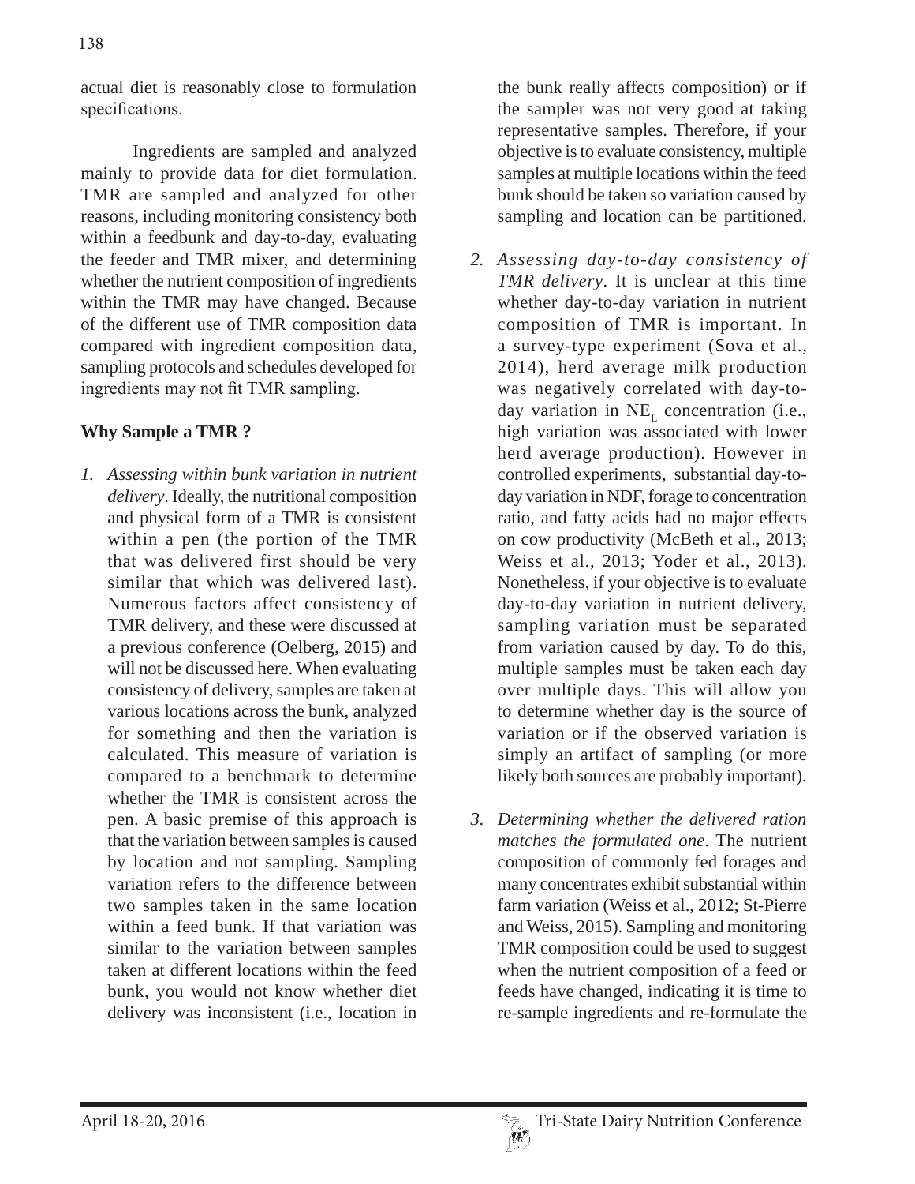actual diet is reasonably close to formulation specifications.

Ingredients are sampled and analyzed mainly to provide data for diet formulation. TMR are sampled and analyzed for other reasons, including monitoring consistency both within a feedbunk and day-to-day, evaluating the feeder and TMR mixer, and determining whether the nutrient composition of ingredients within the TMR may have changed. Because of the different use of TMR composition data compared with ingredient composition data, sampling protocols and schedules developed for ingredients may not fit TMR sampling.

## Why Sample a TMR ?

1. *Assessing within bunk variation in nutrient delivery*. Ideally, the nutritional composition and physical form of a TMR is consistent within a pen (the portion of the TMR that was delivered first should be very similar that which was delivered last). Numerous factors affect consistency of TMR delivery, and these were discussed at a previous conference (Oelberg, 2015) and will not be discussed here. When evaluating consistency of delivery, samples are taken at various locations across the bunk, analyzed for something and then the variation is calculated. This measure of variation is compared to a benchmark to determine whether the TMR is consistent across the pen. A basic premise of this approach is that the variation between samples is caused by location and not sampling. Sampling variation refers to the difference between two samples taken in the same location within a feed bunk. If that variation was similar to the variation between samples taken at different locations within the feed bunk, you would not know whether diet delivery was inconsistent (i.e., location in the bunk really affects composition) or if the sampler was not very good at taking representative samples. Therefore, if your objective is to evaluate consistency, multiple samples at multiple locations within the feed bunk should be taken so variation caused by sampling and location can be partitioned.

2. *Assessing day-to-day consistency of TMR delivery*. It is unclear at this time whether day-to-day variation in nutrient composition of TMR is important. In a survey-type experiment (Sova et al., 2014), herd average milk production was negatively correlated with day-to-day variation in $NE_L$ concentration (i.e., high variation was associated with lower herd average production). However in controlled experiments, substantial day-to-day variation in NDF, forage to concentration ratio, and fatty acids had no major effects on cow productivity (McBeth et al., 2013; Weiss et al., 2013; Yoder et al., 2013). Nonetheless, if your objective is to evaluate day-to-day variation in nutrient delivery, sampling variation must be separated from variation caused by day. To do this, multiple samples must be taken each day over multiple days. This will allow you to determine whether day is the source of variation or if the observed variation is simply an artifact of sampling (or more likely both sources are probably important).

3. *Determining whether the delivered ration matches the formulated one*. The nutrient composition of commonly fed forages and many concentrates exhibit substantial within farm variation (Weiss et al., 2012; St-Pierre and Weiss, 2015). Sampling and monitoring TMR composition could be used to suggest when the nutrient composition of a feed or feeds have changed, indicating it is time to re-sample ingredients and re-formulate the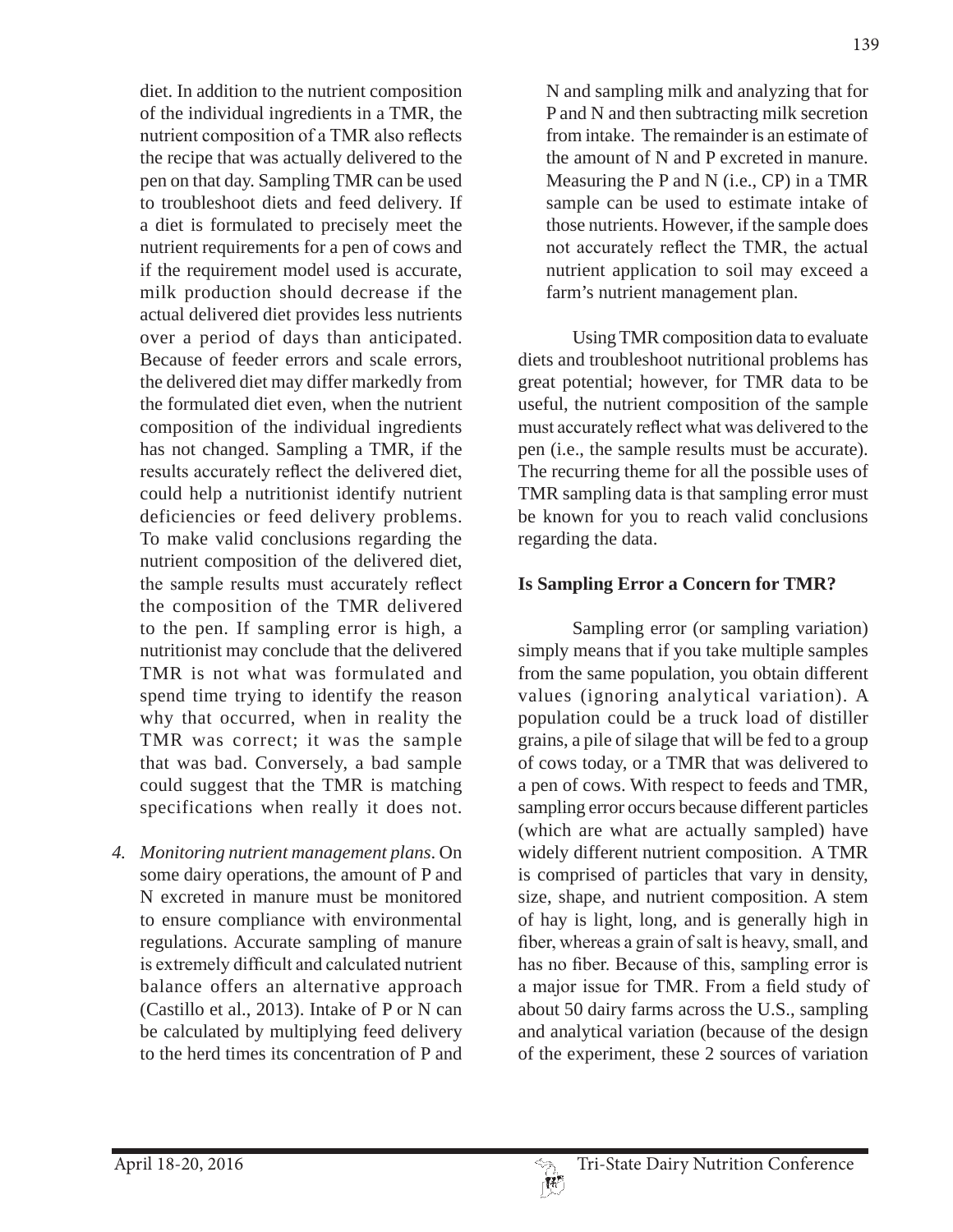diet. In addition to the nutrient composition of the individual ingredients in a TMR, the nutrient composition of a TMR also reflects the recipe that was actually delivered to the pen on that day. Sampling TMR can be used to troubleshoot diets and feed delivery. If a diet is formulated to precisely meet the nutrient requirements for a pen of cows and if the requirement model used is accurate, milk production should decrease if the actual delivered diet provides less nutrients over a period of days than anticipated. Because of feeder errors and scale errors, the delivered diet may differ markedly from the formulated diet even, when the nutrient composition of the individual ingredients has not changed. Sampling a TMR, if the results accurately reflect the delivered diet, could help a nutritionist identify nutrient deficiencies or feed delivery problems. To make valid conclusions regarding the nutrient composition of the delivered diet, the sample results must accurately reflect the composition of the TMR delivered to the pen. If sampling error is high, a nutritionist may conclude that the delivered TMR is not what was formulated and spend time trying to identify the reason why that occurred, when in reality the TMR was correct; it was the sample that was bad. Conversely, a bad sample could suggest that the TMR is matching specifications when really it does not.

4. *Monitoring nutrient management plans*. On some dairy operations, the amount of P and N excreted in manure must be monitored to ensure compliance with environmental regulations. Accurate sampling of manure is extremely difficult and calculated nutrient balance offers an alternative approach (Castillo et al., 2013). Intake of P or N can be calculated by multiplying feed delivery to the herd times its concentration of P and N and sampling milk and analyzing that for P and N and then subtracting milk secretion from intake. The remainder is an estimate of the amount of N and P excreted in manure. Measuring the P and N (i.e., CP) in a TMR sample can be used to estimate intake of those nutrients. However, if the sample does not accurately reflect the TMR, the actual nutrient application to soil may exceed a farm's nutrient management plan.

Using TMR composition data to evaluate diets and troubleshoot nutritional problems has great potential; however, for TMR data to be useful, the nutrient composition of the sample must accurately reflect what was delivered to the pen (i.e., the sample results must be accurate). The recurring theme for all the possible uses of TMR sampling data is that sampling error must be known for you to reach valid conclusions regarding the data.

### Is Sampling Error a Concern for TMR?

Sampling error (or sampling variation) simply means that if you take multiple samples from the same population, you obtain different values (ignoring analytical variation). A population could be a truck load of distiller grains, a pile of silage that will be fed to a group of cows today, or a TMR that was delivered to a pen of cows. With respect to feeds and TMR, sampling error occurs because different particles (which are what are actually sampled) have widely different nutrient composition. A TMR is comprised of particles that vary in density, size, shape, and nutrient composition. A stem of hay is light, long, and is generally high in fiber, whereas a grain of salt is heavy, small, and has no fiber. Because of this, sampling error is a major issue for TMR. From a field study of about 50 dairy farms across the U.S., sampling and analytical variation (because of the design of the experiment, these 2 sources of variation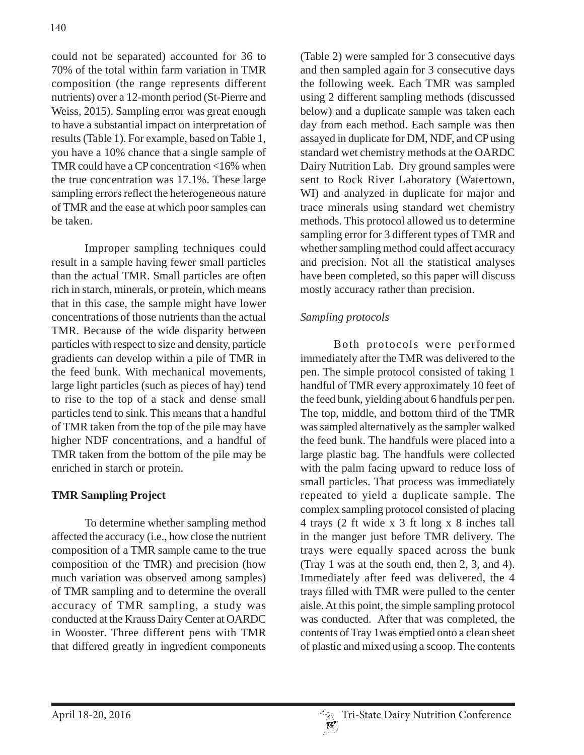could not be separated) accounted for 36 to 70% of the total within farm variation in TMR composition (the range represents different nutrients) over a 12-month period (St-Pierre and Weiss, 2015). Sampling error was great enough to have a substantial impact on interpretation of results (Table 1). For example, based on Table 1, you have a 10% chance that a single sample of TMR could have a CP concentration <16% when the true concentration was 17.1%. These large sampling errors reflect the heterogeneous nature of TMR and the ease at which poor samples can be taken.

Improper sampling techniques could result in a sample having fewer small particles than the actual TMR. Small particles are often rich in starch, minerals, or protein, which means that in this case, the sample might have lower concentrations of those nutrients than the actual TMR. Because of the wide disparity between particles with respect to size and density, particle gradients can develop within a pile of TMR in the feed bunk. With mechanical movements, large light particles (such as pieces of hay) tend to rise to the top of a stack and dense small particles tend to sink. This means that a handful of TMR taken from the top of the pile may have higher NDF concentrations, and a handful of TMR taken from the bottom of the pile may be enriched in starch or protein.

**TMR Sampling Project**

To determine whether sampling method affected the accuracy (i.e., how close the nutrient composition of a TMR sample came to the true composition of the TMR) and precision (how much variation was observed among samples) of TMR sampling and to determine the overall accuracy of TMR sampling, a study was conducted at the Krauss Dairy Center at OARDC in Wooster. Three different pens with TMR that differed greatly in ingredient components (Table 2) were sampled for 3 consecutive days and then sampled again for 3 consecutive days the following week. Each TMR was sampled using 2 different sampling methods (discussed below) and a duplicate sample was taken each day from each method. Each sample was then assayed in duplicate for DM, NDF, and CP using standard wet chemistry methods at the OARDC Dairy Nutrition Lab. Dry ground samples were sent to Rock River Laboratory (Watertown, WI) and analyzed in duplicate for major and trace minerals using standard wet chemistry methods. This protocol allowed us to determine sampling error for 3 different types of TMR and whether sampling method could affect accuracy and precision. Not all the statistical analyses have been completed, so this paper will discuss mostly accuracy rather than precision.

*Sampling protocols*

Both protocols were performed immediately after the TMR was delivered to the pen. The simple protocol consisted of taking 1 handful of TMR every approximately 10 feet of the feed bunk, yielding about 6 handfuls per pen. The top, middle, and bottom third of the TMR was sampled alternatively as the sampler walked the feed bunk. The handfuls were placed into a large plastic bag. The handfuls were collected with the palm facing upward to reduce loss of small particles. That process was immediately repeated to yield a duplicate sample. The complex sampling protocol consisted of placing 4 trays (2 ft wide x 3 ft long x 8 inches tall in the manger just before TMR delivery. The trays were equally spaced across the bunk (Tray 1 was at the south end, then 2, 3, and 4). Immediately after feed was delivered, the 4 trays filled with TMR were pulled to the center aisle. At this point, the simple sampling protocol was conducted. After that was completed, the contents of Tray 1was emptied onto a clean sheet of plastic and mixed using a scoop. The contents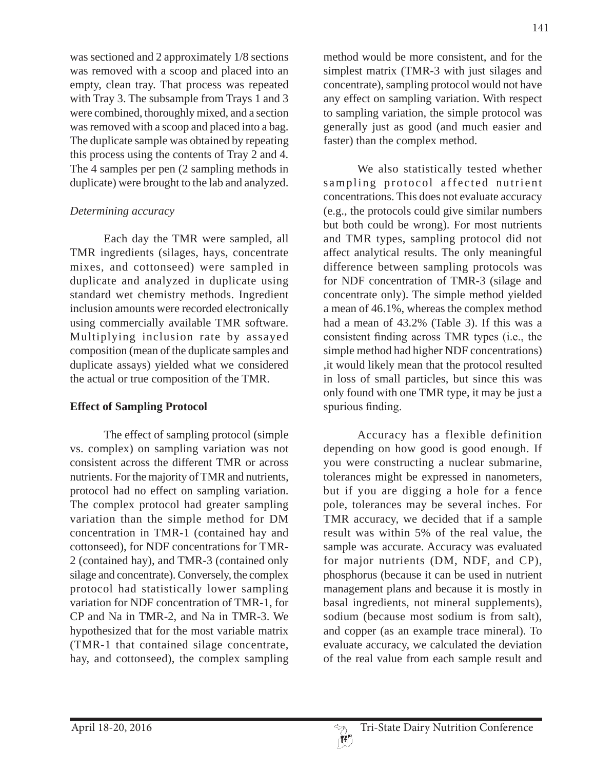was sectioned and 2 approximately 1/8 sections was removed with a scoop and placed into an empty, clean tray. That process was repeated with Tray 3. The subsample from Trays 1 and 3 were combined, thoroughly mixed, and a section was removed with a scoop and placed into a bag. The duplicate sample was obtained by repeating this process using the contents of Tray 2 and 4. The 4 samples per pen (2 sampling methods in duplicate) were brought to the lab and analyzed.

*Determining accuracy*

Each day the TMR were sampled, all TMR ingredients (silages, hays, concentrate mixes, and cottonseed) were sampled in duplicate and analyzed in duplicate using standard wet chemistry methods. Ingredient inclusion amounts were recorded electronically using commercially available TMR software. Multiplying inclusion rate by assayed composition (mean of the duplicate samples and duplicate assays) yielded what we considered the actual or true composition of the TMR.

**Effect of Sampling Protocol**

The effect of sampling protocol (simple vs. complex) on sampling variation was not consistent across the different TMR or across nutrients. For the majority of TMR and nutrients, protocol had no effect on sampling variation. The complex protocol had greater sampling variation than the simple method for DM concentration in TMR-1 (contained hay and cottonseed), for NDF concentrations for TMR-2 (contained hay), and TMR-3 (contained only silage and concentrate). Conversely, the complex protocol had statistically lower sampling variation for NDF concentration of TMR-1, for CP and Na in TMR-2, and Na in TMR-3. We hypothesized that for the most variable matrix (TMR-1 that contained silage concentrate, hay, and cottonseed), the complex sampling method would be more consistent, and for the simplest matrix (TMR-3 with just silages and concentrate), sampling protocol would not have any effect on sampling variation. With respect to sampling variation, the simple protocol was generally just as good (and much easier and faster) than the complex method.

We also statistically tested whether sampling protocol affected nutrient concentrations. This does not evaluate accuracy (e.g., the protocols could give similar numbers but both could be wrong). For most nutrients and TMR types, sampling protocol did not affect analytical results. The only meaningful difference between sampling protocols was for NDF concentration of TMR-3 (silage and concentrate only). The simple method yielded a mean of 46.1%, whereas the complex method had a mean of 43.2% (Table 3). If this was a consistent finding across TMR types (i.e., the simple method had higher NDF concentrations) ,it would likely mean that the protocol resulted in loss of small particles, but since this was only found with one TMR type, it may be just a spurious finding.

Accuracy has a flexible definition depending on how good is good enough. If you were constructing a nuclear submarine, tolerances might be expressed in nanometers, but if you are digging a hole for a fence pole, tolerances may be several inches. For TMR accuracy, we decided that if a sample result was within 5% of the real value, the sample was accurate. Accuracy was evaluated for major nutrients (DM, NDF, and CP), phosphorus (because it can be used in nutrient management plans and because it is mostly in basal ingredients, not mineral supplements), sodium (because most sodium is from salt), and copper (as an example trace mineral). To evaluate accuracy, we calculated the deviation of the real value from each sample result and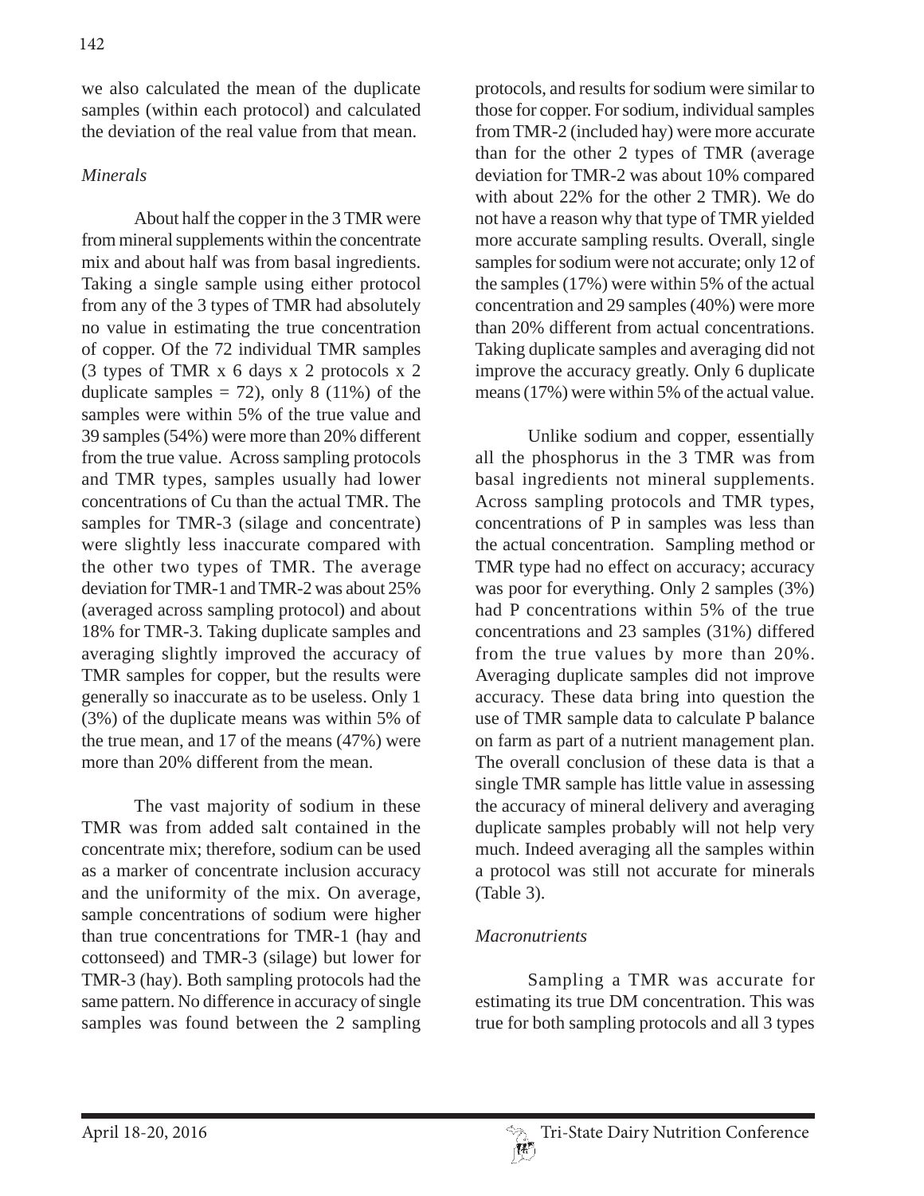we also calculated the mean of the duplicate samples (within each protocol) and calculated the deviation of the real value from that mean.

*Minerals*

About half the copper in the 3 TMR were from mineral supplements within the concentrate mix and about half was from basal ingredients. Taking a single sample using either protocol from any of the 3 types of TMR had absolutely no value in estimating the true concentration of copper. Of the 72 individual TMR samples (3 types of TMR x 6 days x 2 protocols x 2 duplicate samples = 72), only 8 (11%) of the samples were within 5% of the true value and 39 samples (54%) were more than 20% different from the true value. Across sampling protocols and TMR types, samples usually had lower concentrations of Cu than the actual TMR. The samples for TMR-3 (silage and concentrate) were slightly less inaccurate compared with the other two types of TMR. The average deviation for TMR-1 and TMR-2 was about 25% (averaged across sampling protocol) and about 18% for TMR-3. Taking duplicate samples and averaging slightly improved the accuracy of TMR samples for copper, but the results were generally so inaccurate as to be useless. Only 1 (3%) of the duplicate means was within 5% of the true mean, and 17 of the means (47%) were more than 20% different from the mean.

The vast majority of sodium in these TMR was from added salt contained in the concentrate mix; therefore, sodium can be used as a marker of concentrate inclusion accuracy and the uniformity of the mix. On average, sample concentrations of sodium were higher than true concentrations for TMR-1 (hay and cottonseed) and TMR-3 (silage) but lower for TMR-3 (hay). Both sampling protocols had the same pattern. No difference in accuracy of single samples was found between the 2 sampling protocols, and results for sodium were similar to those for copper. For sodium, individual samples from TMR-2 (included hay) were more accurate than for the other 2 types of TMR (average deviation for TMR-2 was about 10% compared with about 22% for the other 2 TMR). We do not have a reason why that type of TMR yielded more accurate sampling results. Overall, single samples for sodium were not accurate; only 12 of the samples (17%) were within 5% of the actual concentration and 29 samples (40%) were more than 20% different from actual concentrations. Taking duplicate samples and averaging did not improve the accuracy greatly. Only 6 duplicate means (17%) were within 5% of the actual value.

Unlike sodium and copper, essentially all the phosphorus in the 3 TMR was from basal ingredients not mineral supplements. Across sampling protocols and TMR types, concentrations of P in samples was less than the actual concentration. Sampling method or TMR type had no effect on accuracy; accuracy was poor for everything. Only 2 samples (3%) had P concentrations within 5% of the true concentrations and 23 samples (31%) differed from the true values by more than 20%. Averaging duplicate samples did not improve accuracy. These data bring into question the use of TMR sample data to calculate P balance on farm as part of a nutrient management plan. The overall conclusion of these data is that a single TMR sample has little value in assessing the accuracy of mineral delivery and averaging duplicate samples probably will not help very much. Indeed averaging all the samples within a protocol was still not accurate for minerals (Table 3).

*Macronutrients*

Sampling a TMR was accurate for estimating its true DM concentration. This was true for both sampling protocols and all 3 types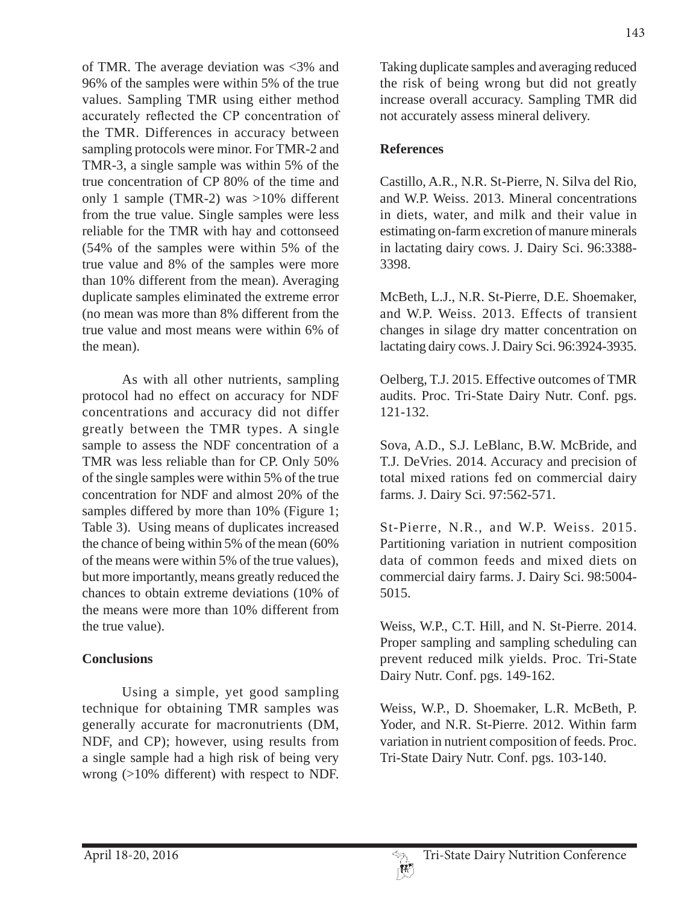of TMR. The average deviation was <3% and 96% of the samples were within 5% of the true values. Sampling TMR using either method accurately reflected the CP concentration of the TMR. Differences in accuracy between sampling protocols were minor. For TMR-2 and TMR-3, a single sample was within 5% of the true concentration of CP 80% of the time and only 1 sample (TMR-2) was >10% different from the true value. Single samples were less reliable for the TMR with hay and cottonseed (54% of the samples were within 5% of the true value and 8% of the samples were more than 10% different from the mean). Averaging duplicate samples eliminated the extreme error (no mean was more than 8% different from the true value and most means were within 6% of the mean).

As with all other nutrients, sampling protocol had no effect on accuracy for NDF concentrations and accuracy did not differ greatly between the TMR types. A single sample to assess the NDF concentration of a TMR was less reliable than for CP. Only 50% of the single samples were within 5% of the true concentration for NDF and almost 20% of the samples differed by more than 10% (Figure 1; Table 3). Using means of duplicates increased the chance of being within 5% of the mean (60% of the means were within 5% of the true values), but more importantly, means greatly reduced the chances to obtain extreme deviations (10% of the means were more than 10% different from the true value).

## Conclusions

Using a simple, yet good sampling technique for obtaining TMR samples was generally accurate for macronutrients (DM, NDF, and CP); however, using results from a single sample had a high risk of being very wrong (>10% different) with respect to NDF. Taking duplicate samples and averaging reduced the risk of being wrong but did not greatly increase overall accuracy. Sampling TMR did not accurately assess mineral delivery.

## References

Castillo, A.R., N.R. St-Pierre, N. Silva del Rio, and W.P. Weiss. 2013. Mineral concentrations in diets, water, and milk and their value in estimating on-farm excretion of manure minerals in lactating dairy cows. J. Dairy Sci. 96:3388-3398.

McBeth, L.J., N.R. St-Pierre, D.E. Shoemaker, and W.P. Weiss. 2013. Effects of transient changes in silage dry matter concentration on lactating dairy cows. J. Dairy Sci. 96:3924-3935.

Oelberg, T.J. 2015. Effective outcomes of TMR audits. Proc. Tri-State Dairy Nutr. Conf. pgs. 121-132.

Sova, A.D., S.J. LeBlanc, B.W. McBride, and T.J. DeVries. 2014. Accuracy and precision of total mixed rations fed on commercial dairy farms. J. Dairy Sci. 97:562-571.

St-Pierre, N.R., and W.P. Weiss. 2015. Partitioning variation in nutrient composition data of common feeds and mixed diets on commercial dairy farms. J. Dairy Sci. 98:5004-5015.

Weiss, W.P., C.T. Hill, and N. St-Pierre. 2014. Proper sampling and sampling scheduling can prevent reduced milk yields. Proc. Tri-State Dairy Nutr. Conf. pgs. 149-162.

Weiss, W.P., D. Shoemaker, L.R. McBeth, P. Yoder, and N.R. St-Pierre. 2012. Within farm variation in nutrient composition of feeds. Proc. Tri-State Dairy Nutr. Conf. pgs. 103-140.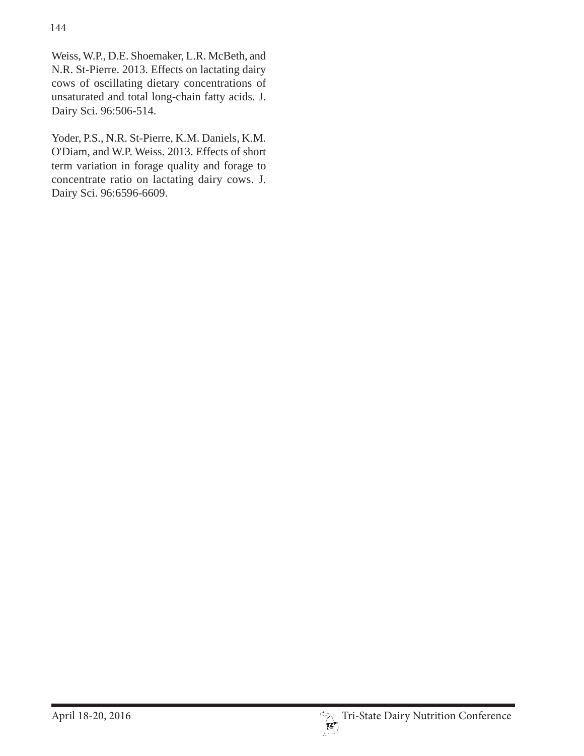Weiss, W.P., D.E. Shoemaker, L.R. McBeth, and N.R. St-Pierre. 2013. Effects on lactating dairy cows of oscillating dietary concentrations of unsaturated and total long-chain fatty acids. J. Dairy Sci. 96:506-514.

Yoder, P.S., N.R. St-Pierre, K.M. Daniels, K.M. O'Diam, and W.P. Weiss. 2013. Effects of short term variation in forage quality and forage to concentrate ratio on lactating dairy cows. J. Dairy Sci. 96:6596-6609.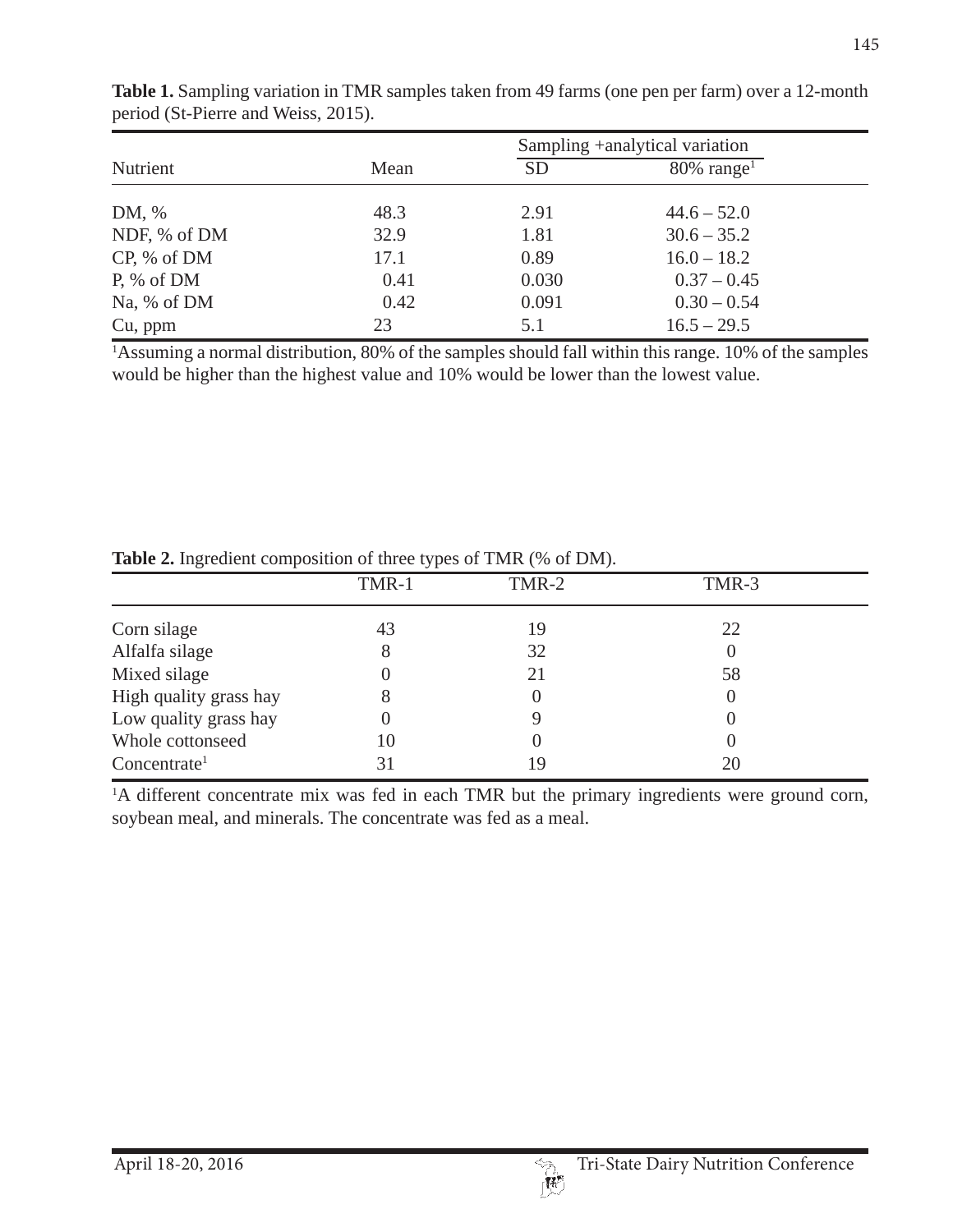**Table 1.** Sampling variation in TMR samples taken from 49 farms (one pen per farm) over a 12-month period (St-Pierre and Weiss, 2015).

| Nutrient | Mean | Sampling +analytical variation | |
|---|---|---|---|
| | | SD | 80% range[1] |
| DM, % | 48.3 | 2.91 | 44.6 – 52.0 |
| NDF, % of DM | 32.9 | 1.81 | 30.6 – 35.2 |
| CP, % of DM | 17.1 | 0.89 | 16.0 – 18.2 |
| P, % of DM | 0.41 | 0.030 | 0.37 – 0.45 |
| Na, % of DM | 0.42 | 0.091 | 0.30 – 0.54 |
| Cu, ppm | 23 | 5.1 | 16.5 – 29.5 |

[1]Assuming a normal distribution, 80% of the samples should fall within this range. 10% of the samples would be higher than the highest value and 10% would be lower than the lowest value.

**Table 2.** Ingredient composition of three types of TMR (% of DM).

| | TMR-1 | TMR-2 | TMR-3 |
|---|---|---|---|
| Corn silage | 43 | 19 | 22 |
| Alfalfa silage | 8 | 32 | 0 |
| Mixed silage | 0 | 21 | 58 |
| High quality grass hay | 8 | 0 | 0 |
| Low quality grass hay | 0 | 9 | 0 |
| Whole cottonseed | 10 | 0 | 0 |
| Concentrate[1] | 31 | 19 | 20 |

[1]A different concentrate mix was fed in each TMR but the primary ingredients were ground corn, soybean meal, and minerals. The concentrate was fed as a meal.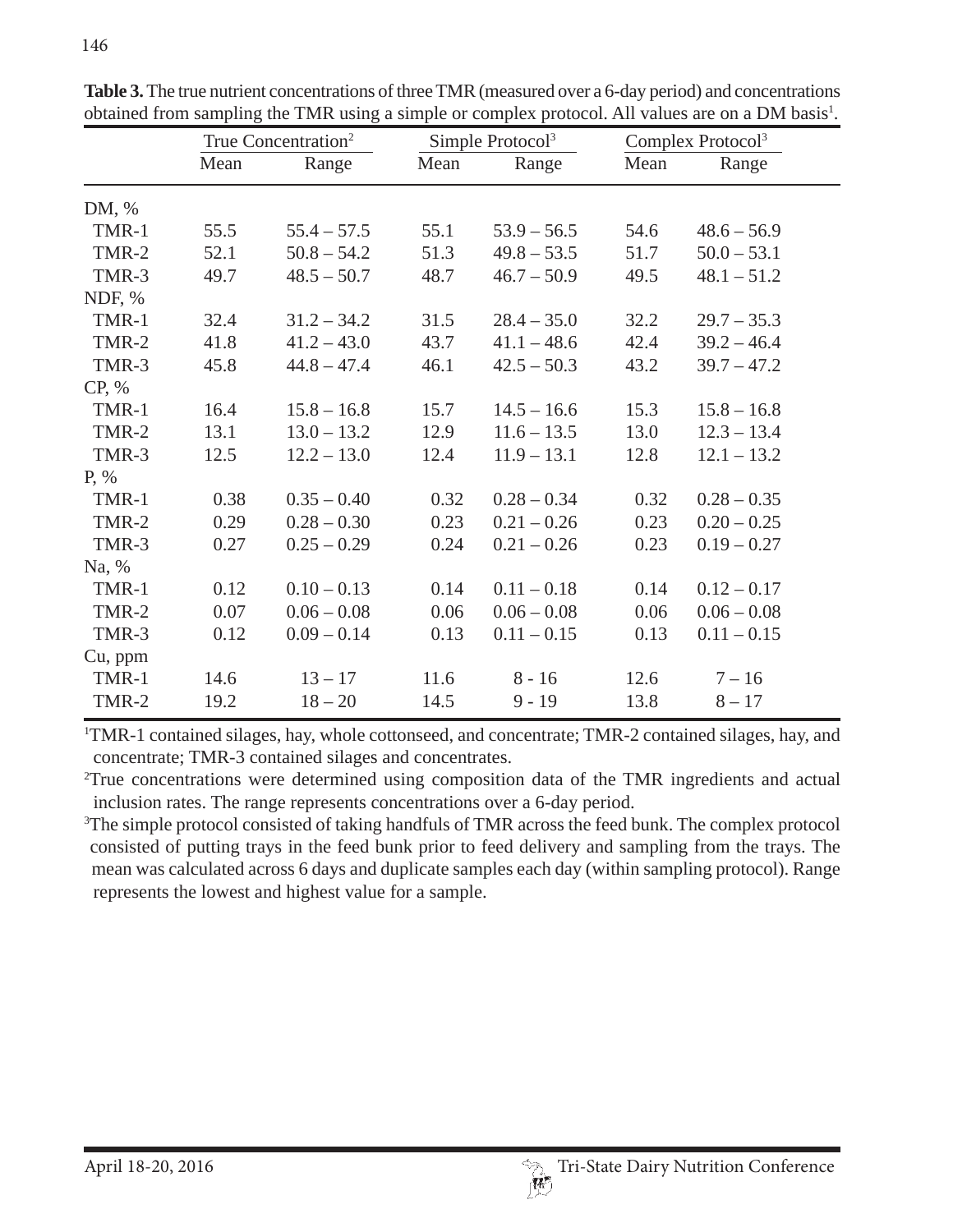**Table 3.** The true nutrient concentrations of three TMR (measured over a 6-day period) and concentrations obtained from sampling the TMR using a simple or complex protocol. All values are on a DM basis[1].

| | True Concentration[2] | | Simple Protocol[3] | | Complex Protocol[3] | |
|---|---|---|---|---|---|---|
| | Mean | Range | Mean | Range | Mean | Range |
| DM, % | | | | | | |
| TMR-1 | 55.5 | 55.4 – 57.5 | 55.1 | 53.9 – 56.5 | 54.6 | 48.6 – 56.9 |
| TMR-2 | 52.1 | 50.8 – 54.2 | 51.3 | 49.8 – 53.5 | 51.7 | 50.0 – 53.1 |
| TMR-3 | 49.7 | 48.5 – 50.7 | 48.7 | 46.7 – 50.9 | 49.5 | 48.1 – 51.2 |
| NDF, % | | | | | | |
| TMR-1 | 32.4 | 31.2 – 34.2 | 31.5 | 28.4 – 35.0 | 32.2 | 29.7 – 35.3 |
| TMR-2 | 41.8 | 41.2 – 43.0 | 43.7 | 41.1 – 48.6 | 42.4 | 39.2 – 46.4 |
| TMR-3 | 45.8 | 44.8 – 47.4 | 46.1 | 42.5 – 50.3 | 43.2 | 39.7 – 47.2 |
| CP, % | | | | | | |
| TMR-1 | 16.4 | 15.8 – 16.8 | 15.7 | 14.5 – 16.6 | 15.3 | 15.8 – 16.8 |
| TMR-2 | 13.1 | 13.0 – 13.2 | 12.9 | 11.6 – 13.5 | 13.0 | 12.3 – 13.4 |
| TMR-3 | 12.5 | 12.2 – 13.0 | 12.4 | 11.9 – 13.1 | 12.8 | 12.1 – 13.2 |
| P, % | | | | | | |
| TMR-1 | 0.38 | 0.35 – 0.40 | 0.32 | 0.28 – 0.34 | 0.32 | 0.28 – 0.35 |
| TMR-2 | 0.29 | 0.28 – 0.30 | 0.23 | 0.21 – 0.26 | 0.23 | 0.20 – 0.25 |
| TMR-3 | 0.27 | 0.25 – 0.29 | 0.24 | 0.21 – 0.26 | 0.23 | 0.19 – 0.27 |
| Na, % | | | | | | |
| TMR-1 | 0.12 | 0.10 – 0.13 | 0.14 | 0.11 – 0.18 | 0.14 | 0.12 – 0.17 |
| TMR-2 | 0.07 | 0.06 – 0.08 | 0.06 | 0.06 – 0.08 | 0.06 | 0.06 – 0.08 |
| TMR-3 | 0.12 | 0.09 – 0.14 | 0.13 | 0.11 – 0.15 | 0.13 | 0.11 – 0.15 |
| Cu, ppm | | | | | | |
| TMR-1 | 14.6 | 13 – 17 | 11.6 | 8 - 16 | 12.6 | 7 – 16 |
| TMR-2 | 19.2 | 18 – 20 | 14.5 | 9 - 19 | 13.8 | 8 – 17 |

[1]TMR-1 contained silages, hay, whole cottonseed, and concentrate; TMR-2 contained silages, hay, and concentrate; TMR-3 contained silages and concentrates.

[2]True concentrations were determined using composition data of the TMR ingredients and actual inclusion rates. The range represents concentrations over a 6-day period.

[3]The simple protocol consisted of taking handfuls of TMR across the feed bunk. The complex protocol consisted of putting trays in the feed bunk prior to feed delivery and sampling from the trays. The mean was calculated across 6 days and duplicate samples each day (within sampling protocol). Range represents the lowest and highest value for a sample.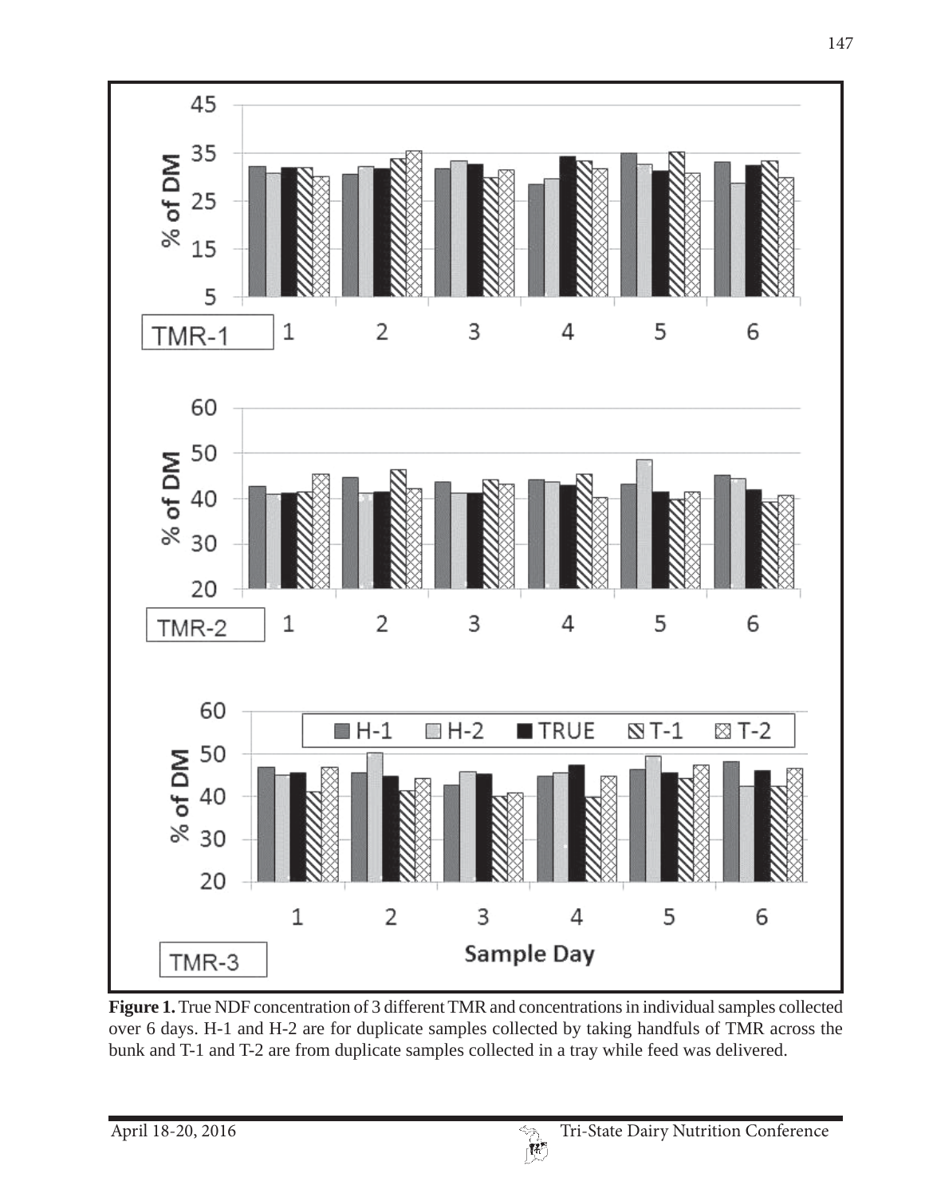45

35

25

15

5

% of DM

TMR-1

1 2 3 4 5 6

60

50

40

30

20

% of DM

TMR-2

1 2 3 4 5 6

60

50

40

30

20

% of DM

H-1 H-2 TRUE T-1 T-2

1 2 3 4 5 6

TMR-3

Sample Day

**Figure 1.** True NDF concentration of 3 different TMR and concentrations in individual samples collected over 6 days. H-1 and H-2 are for duplicate samples collected by taking handfuls of TMR across the bunk and T-1 and T-2 are from duplicate samples collected in a tray while feed was delivered.